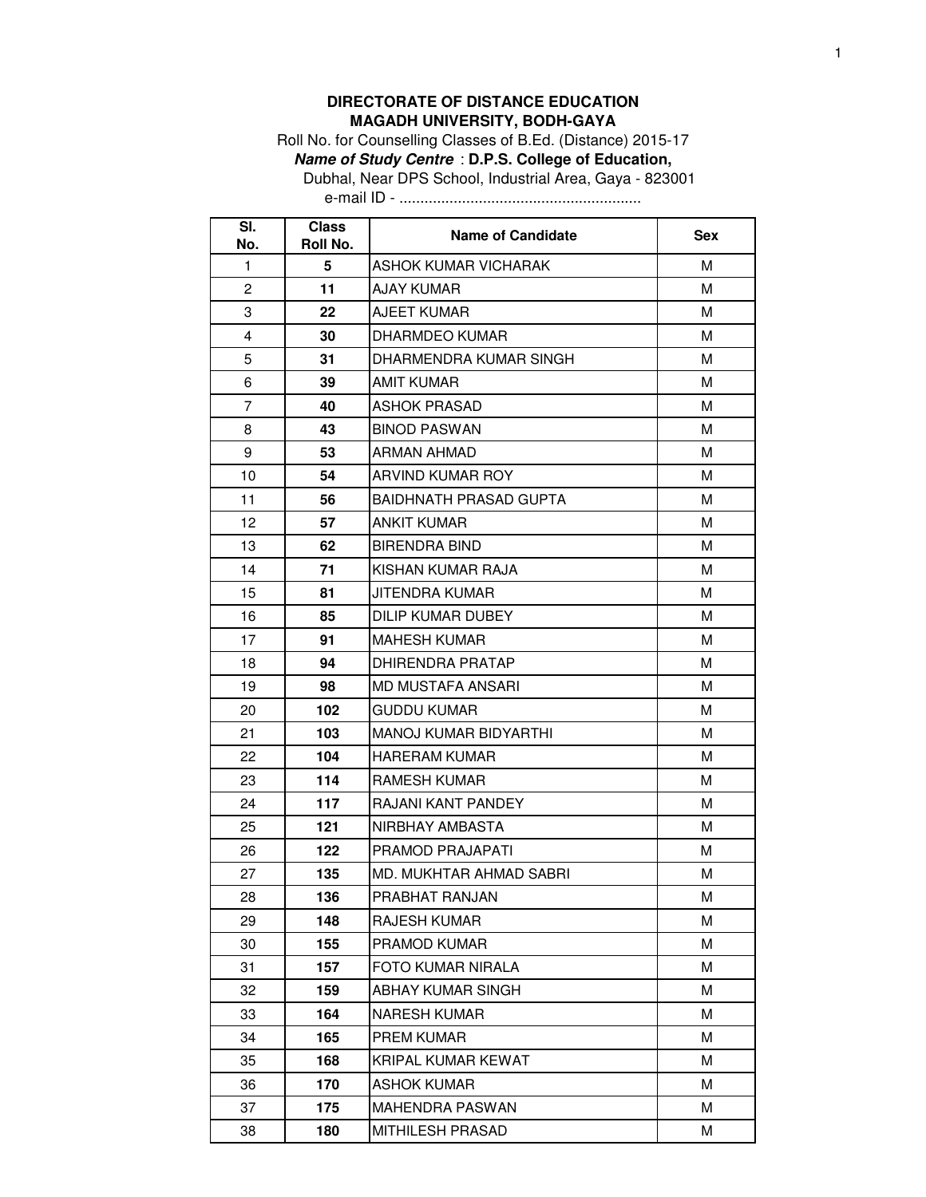**DIRECTORATE OF DISTANCE EDUCATION**
**MAGADH UNIVERSITY, BODH-GAYA**

Roll No. for Counselling Classes of B.Ed. (Distance) 2015-17

***Name of Study Centre*** : **D.P.S. College of Education,**

Dubhal, Near DPS School, Industrial Area, Gaya - 823001

e-mail ID - ..........................................................

| Sl. No. | Class Roll No. | Name of Candidate | Sex |
|---|---|---|---|
| 1 | **5** | ASHOK KUMAR VICHARAK | M |
| 2 | **11** | AJAY KUMAR | M |
| 3 | **22** | AJEET KUMAR | M |
| 4 | **30** | DHARMDEO KUMAR | M |
| 5 | **31** | DHARMENDRA KUMAR SINGH | M |
| 6 | **39** | AMIT KUMAR | M |
| 7 | **40** | ASHOK PRASAD | M |
| 8 | **43** | BINOD PASWAN | M |
| 9 | **53** | ARMAN AHMAD | M |
| 10 | **54** | ARVIND KUMAR ROY | M |
| 11 | **56** | BAIDHNATH PRASAD GUPTA | M |
| 12 | **57** | ANKIT KUMAR | M |
| 13 | **62** | BIRENDRA BIND | M |
| 14 | **71** | KISHAN KUMAR RAJA | M |
| 15 | **81** | JITENDRA KUMAR | M |
| 16 | **85** | DILIP KUMAR DUBEY | M |
| 17 | **91** | MAHESH KUMAR | M |
| 18 | **94** | DHIRENDRA PRATAP | M |
| 19 | **98** | MD MUSTAFA ANSARI | M |
| 20 | **102** | GUDDU KUMAR | M |
| 21 | **103** | MANOJ KUMAR BIDYARTHI | M |
| 22 | **104** | HARERAM KUMAR | M |
| 23 | **114** | RAMESH KUMAR | M |
| 24 | **117** | RAJANI KANT PANDEY | M |
| 25 | **121** | NIRBHAY AMBASTA | M |
| 26 | **122** | PRAMOD PRAJAPATI | M |
| 27 | **135** | MD. MUKHTAR AHMAD SABRI | M |
| 28 | **136** | PRABHAT RANJAN | M |
| 29 | **148** | RAJESH KUMAR | M |
| 30 | **155** | PRAMOD KUMAR | M |
| 31 | **157** | FOTO KUMAR NIRALA | M |
| 32 | **159** | ABHAY KUMAR SINGH | M |
| 33 | **164** | NARESH KUMAR | M |
| 34 | **165** | PREM KUMAR | M |
| 35 | **168** | KRIPAL KUMAR KEWAT | M |
| 36 | **170** | ASHOK KUMAR | M |
| 37 | **175** | MAHENDRA PASWAN | M |
| 38 | **180** | MITHILESH PRASAD | M |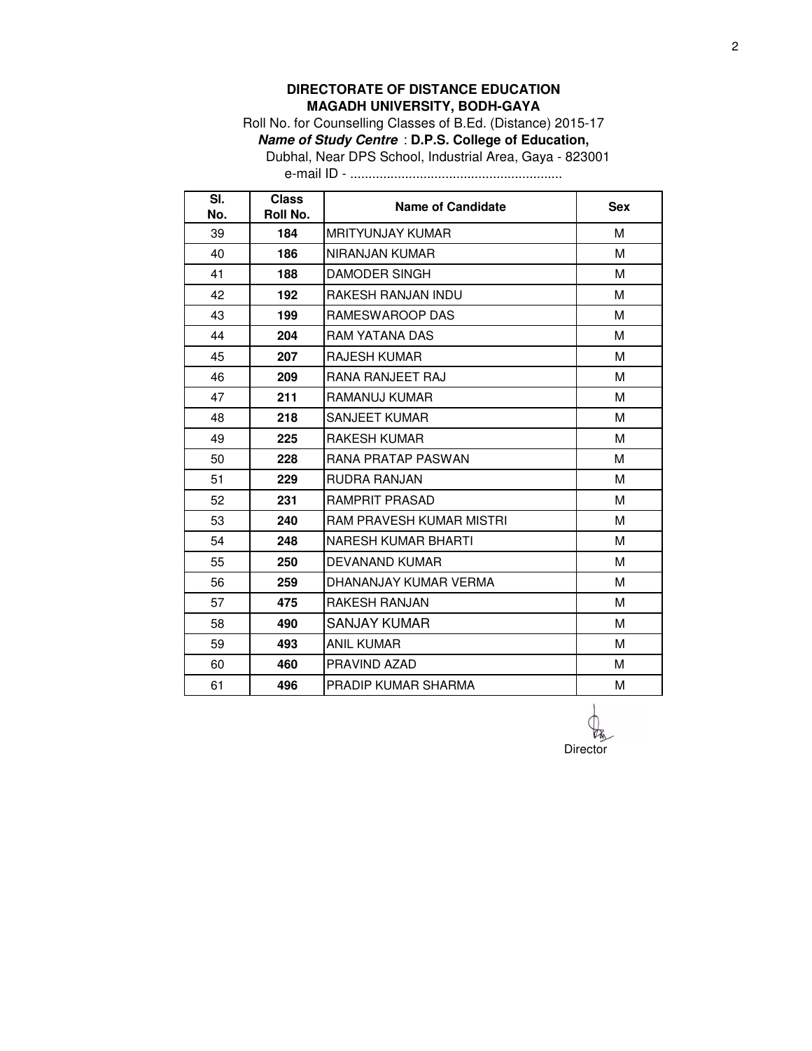**DIRECTORATE OF DISTANCE EDUCATION**
**MAGADH UNIVERSITY, BODH-GAYA**

Roll No. for Counselling Classes of B.Ed. (Distance) 2015-17

***Name of Study Centre*** : **D.P.S. College of Education,**
Dubhal, Near DPS School, Industrial Area, Gaya - 823001
e-mail ID - ..........................................................

| Sl. No. | Class Roll No. | Name of Candidate | Sex |
|---|---|---|---|
| 39 | **184** | MRITYUNJAY KUMAR | M |
| 40 | **186** | NIRANJAN KUMAR | M |
| 41 | **188** | DAMODER SINGH | M |
| 42 | **192** | RAKESH RANJAN INDU | M |
| 43 | **199** | RAMESWAROOP DAS | M |
| 44 | **204** | RAM YATANA DAS | M |
| 45 | **207** | RAJESH KUMAR | M |
| 46 | **209** | RANA RANJEET RAJ | M |
| 47 | **211** | RAMANUJ KUMAR | M |
| 48 | **218** | SANJEET KUMAR | M |
| 49 | **225** | RAKESH KUMAR | M |
| 50 | **228** | RANA PRATAP PASWAN | M |
| 51 | **229** | RUDRA RANJAN | M |
| 52 | **231** | RAMPRIT PRASAD | M |
| 53 | **240** | RAM PRAVESH KUMAR MISTRI | M |
| 54 | **248** | NARESH KUMAR BHARTI | M |
| 55 | **250** | DEVANAND KUMAR | M |
| 56 | **259** | DHANANJAY KUMAR VERMA | M |
| 57 | **475** | RAKESH RANJAN | M |
| 58 | **490** | SANJAY KUMAR | M |
| 59 | **493** | ANIL KUMAR | M |
| 60 | **460** | PRAVIND AZAD | M |
| 61 | **496** | PRADIP KUMAR SHARMA | M |

Director